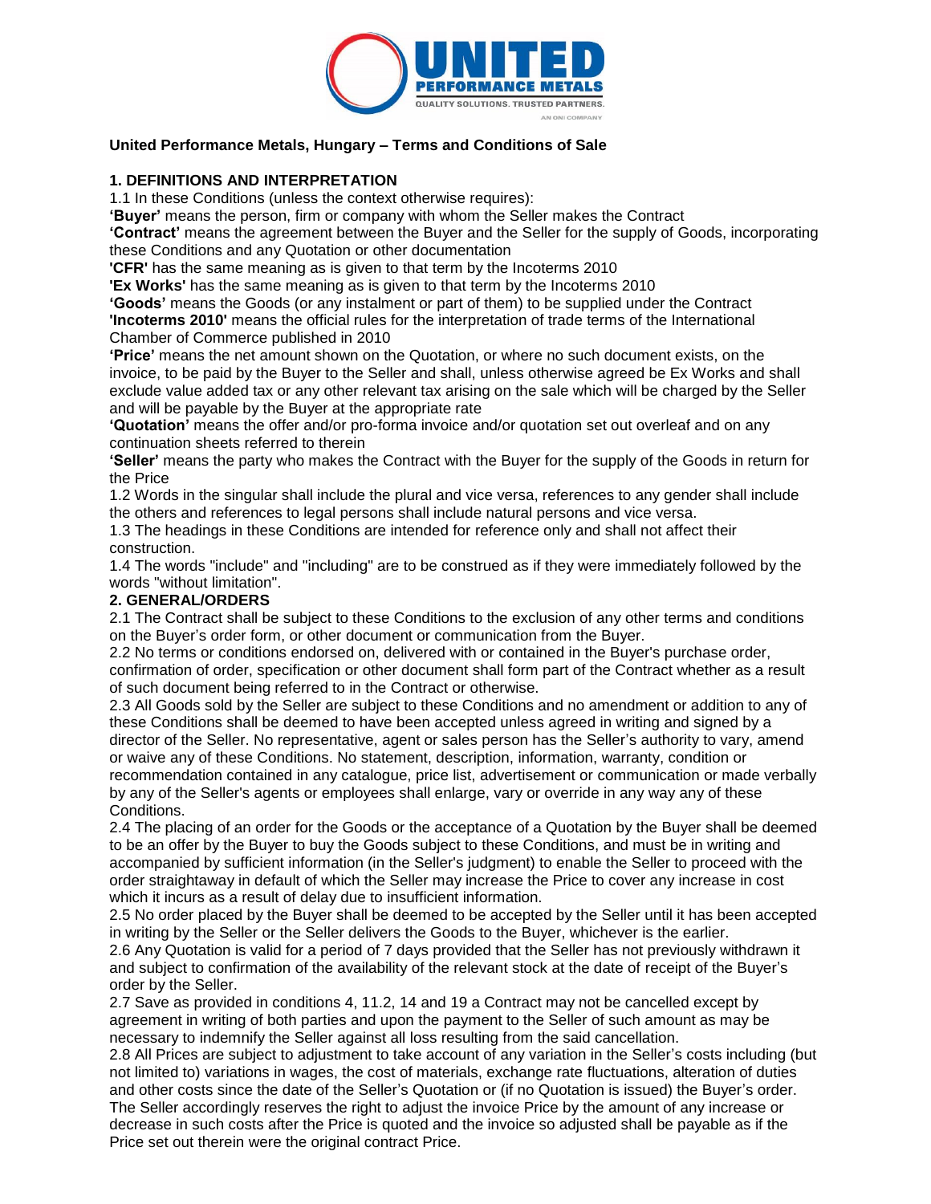**United Performance Metals, Hungary – Terms and Conditions of Sale**

## 1. DEFINITIONS AND INTERPRETATION

1.1 In these Conditions (unless the context otherwise requires):

**'Buyer'** means the person, firm or company with whom the Seller makes the Contract

**'Contract'** means the agreement between the Buyer and the Seller for the supply of Goods, incorporating these Conditions and any Quotation or other documentation

**'CFR'** has the same meaning as is given to that term by the Incoterms 2010

**'Ex Works'** has the same meaning as is given to that term by the Incoterms 2010

**'Goods'** means the Goods (or any instalment or part of them) to be supplied under the Contract

**'Incoterms 2010'** means the official rules for the interpretation of trade terms of the International Chamber of Commerce published in 2010

**'Price'** means the net amount shown on the Quotation, or where no such document exists, on the invoice, to be paid by the Buyer to the Seller and shall, unless otherwise agreed be Ex Works and shall exclude value added tax or any other relevant tax arising on the sale which will be charged by the Seller and will be payable by the Buyer at the appropriate rate

**'Quotation'** means the offer and/or pro-forma invoice and/or quotation set out overleaf and on any continuation sheets referred to therein

**'Seller'** means the party who makes the Contract with the Buyer for the supply of the Goods in return for the Price

1.2 Words in the singular shall include the plural and vice versa, references to any gender shall include the others and references to legal persons shall include natural persons and vice versa.

1.3 The headings in these Conditions are intended for reference only and shall not affect their construction.

1.4 The words "include" and "including" are to be construed as if they were immediately followed by the words "without limitation".

## 2. GENERAL/ORDERS

2.1 The Contract shall be subject to these Conditions to the exclusion of any other terms and conditions on the Buyer's order form, or other document or communication from the Buyer.

2.2 No terms or conditions endorsed on, delivered with or contained in the Buyer's purchase order, confirmation of order, specification or other document shall form part of the Contract whether as a result of such document being referred to in the Contract or otherwise.

2.3 All Goods sold by the Seller are subject to these Conditions and no amendment or addition to any of these Conditions shall be deemed to have been accepted unless agreed in writing and signed by a director of the Seller. No representative, agent or sales person has the Seller's authority to vary, amend or waive any of these Conditions. No statement, description, information, warranty, condition or recommendation contained in any catalogue, price list, advertisement or communication or made verbally by any of the Seller's agents or employees shall enlarge, vary or override in any way any of these Conditions.

2.4 The placing of an order for the Goods or the acceptance of a Quotation by the Buyer shall be deemed to be an offer by the Buyer to buy the Goods subject to these Conditions, and must be in writing and accompanied by sufficient information (in the Seller's judgment) to enable the Seller to proceed with the order straightaway in default of which the Seller may increase the Price to cover any increase in cost which it incurs as a result of delay due to insufficient information.

2.5 No order placed by the Buyer shall be deemed to be accepted by the Seller until it has been accepted in writing by the Seller or the Seller delivers the Goods to the Buyer, whichever is the earlier.

2.6 Any Quotation is valid for a period of 7 days provided that the Seller has not previously withdrawn it and subject to confirmation of the availability of the relevant stock at the date of receipt of the Buyer's order by the Seller.

2.7 Save as provided in conditions 4, 11.2, 14 and 19 a Contract may not be cancelled except by agreement in writing of both parties and upon the payment to the Seller of such amount as may be necessary to indemnify the Seller against all loss resulting from the said cancellation.

2.8 All Prices are subject to adjustment to take account of any variation in the Seller's costs including (but not limited to) variations in wages, the cost of materials, exchange rate fluctuations, alteration of duties and other costs since the date of the Seller's Quotation or (if no Quotation is issued) the Buyer's order. The Seller accordingly reserves the right to adjust the invoice Price by the amount of any increase or decrease in such costs after the Price is quoted and the invoice so adjusted shall be payable as if the Price set out therein were the original contract Price.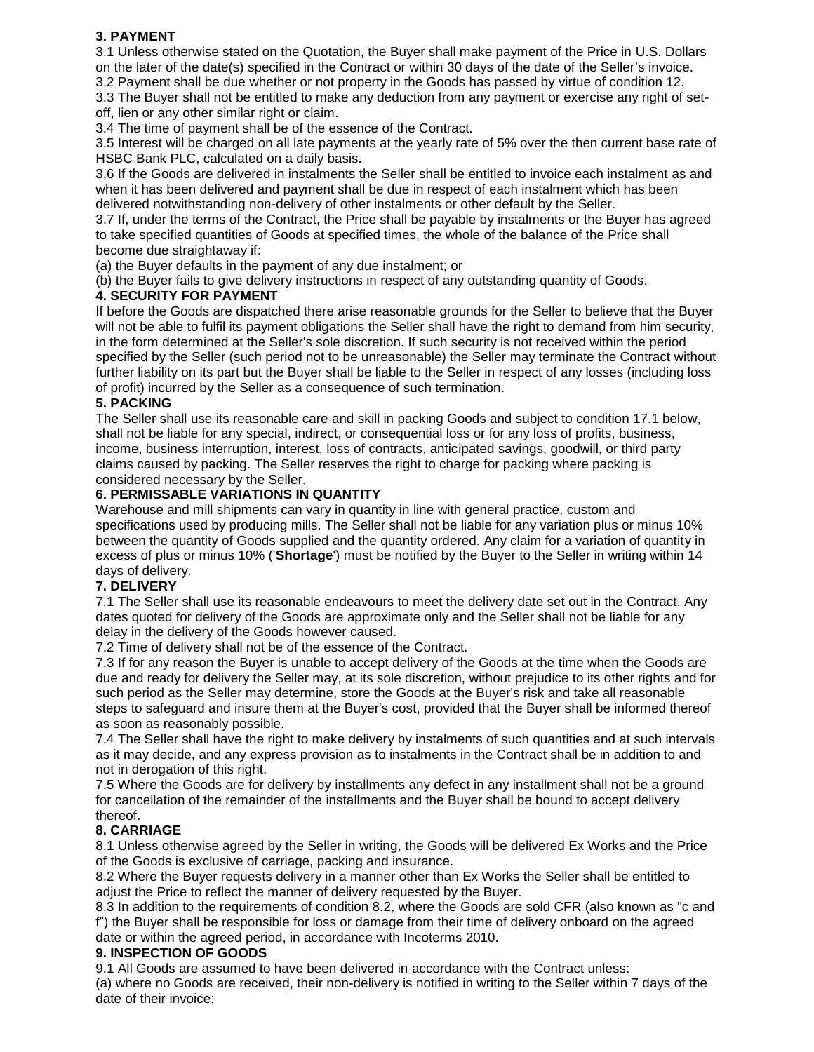### 3. PAYMENT

3.1 Unless otherwise stated on the Quotation, the Buyer shall make payment of the Price in U.S. Dollars on the later of the date(s) specified in the Contract or within 30 days of the date of the Seller's invoice.

3.2 Payment shall be due whether or not property in the Goods has passed by virtue of condition 12.

3.3 The Buyer shall not be entitled to make any deduction from any payment or exercise any right of set-off, lien or any other similar right or claim.

3.4 The time of payment shall be of the essence of the Contract.

3.5 Interest will be charged on all late payments at the yearly rate of 5% over the then current base rate of HSBC Bank PLC, calculated on a daily basis.

3.6 If the Goods are delivered in instalments the Seller shall be entitled to invoice each instalment as and when it has been delivered and payment shall be due in respect of each instalment which has been delivered notwithstanding non-delivery of other instalments or other default by the Seller.

3.7 If, under the terms of the Contract, the Price shall be payable by instalments or the Buyer has agreed to take specified quantities of Goods at specified times, the whole of the balance of the Price shall become due straightaway if:

(a) the Buyer defaults in the payment of any due instalment; or

(b) the Buyer fails to give delivery instructions in respect of any outstanding quantity of Goods.

### 4. SECURITY FOR PAYMENT

If before the Goods are dispatched there arise reasonable grounds for the Seller to believe that the Buyer will not be able to fulfil its payment obligations the Seller shall have the right to demand from him security, in the form determined at the Seller's sole discretion. If such security is not received within the period specified by the Seller (such period not to be unreasonable) the Seller may terminate the Contract without further liability on its part but the Buyer shall be liable to the Seller in respect of any losses (including loss of profit) incurred by the Seller as a consequence of such termination.

### 5. PACKING

The Seller shall use its reasonable care and skill in packing Goods and subject to condition 17.1 below, shall not be liable for any special, indirect, or consequential loss or for any loss of profits, business, income, business interruption, interest, loss of contracts, anticipated savings, goodwill, or third party claims caused by packing. The Seller reserves the right to charge for packing where packing is considered necessary by the Seller.

### 6. PERMISSABLE VARIATIONS IN QUANTITY

Warehouse and mill shipments can vary in quantity in line with general practice, custom and specifications used by producing mills. The Seller shall not be liable for any variation plus or minus 10% between the quantity of Goods supplied and the quantity ordered. Any claim for a variation of quantity in excess of plus or minus 10% ('**Shortage**') must be notified by the Buyer to the Seller in writing within 14 days of delivery.

### 7. DELIVERY

7.1 The Seller shall use its reasonable endeavours to meet the delivery date set out in the Contract. Any dates quoted for delivery of the Goods are approximate only and the Seller shall not be liable for any delay in the delivery of the Goods however caused.

7.2 Time of delivery shall not be of the essence of the Contract.

7.3 If for any reason the Buyer is unable to accept delivery of the Goods at the time when the Goods are due and ready for delivery the Seller may, at its sole discretion, without prejudice to its other rights and for such period as the Seller may determine, store the Goods at the Buyer's risk and take all reasonable steps to safeguard and insure them at the Buyer's cost, provided that the Buyer shall be informed thereof as soon as reasonably possible.

7.4 The Seller shall have the right to make delivery by instalments of such quantities and at such intervals as it may decide, and any express provision as to instalments in the Contract shall be in addition to and not in derogation of this right.

7.5 Where the Goods are for delivery by installments any defect in any installment shall not be a ground for cancellation of the remainder of the installments and the Buyer shall be bound to accept delivery thereof.

### 8. CARRIAGE

8.1 Unless otherwise agreed by the Seller in writing, the Goods will be delivered Ex Works and the Price of the Goods is exclusive of carriage, packing and insurance.

8.2 Where the Buyer requests delivery in a manner other than Ex Works the Seller shall be entitled to adjust the Price to reflect the manner of delivery requested by the Buyer.

8.3 In addition to the requirements of condition 8.2, where the Goods are sold CFR (also known as "c and f") the Buyer shall be responsible for loss or damage from their time of delivery onboard on the agreed date or within the agreed period, in accordance with Incoterms 2010.

### 9. INSPECTION OF GOODS

9.1 All Goods are assumed to have been delivered in accordance with the Contract unless:

(a) where no Goods are received, their non-delivery is notified in writing to the Seller within 7 days of the date of their invoice;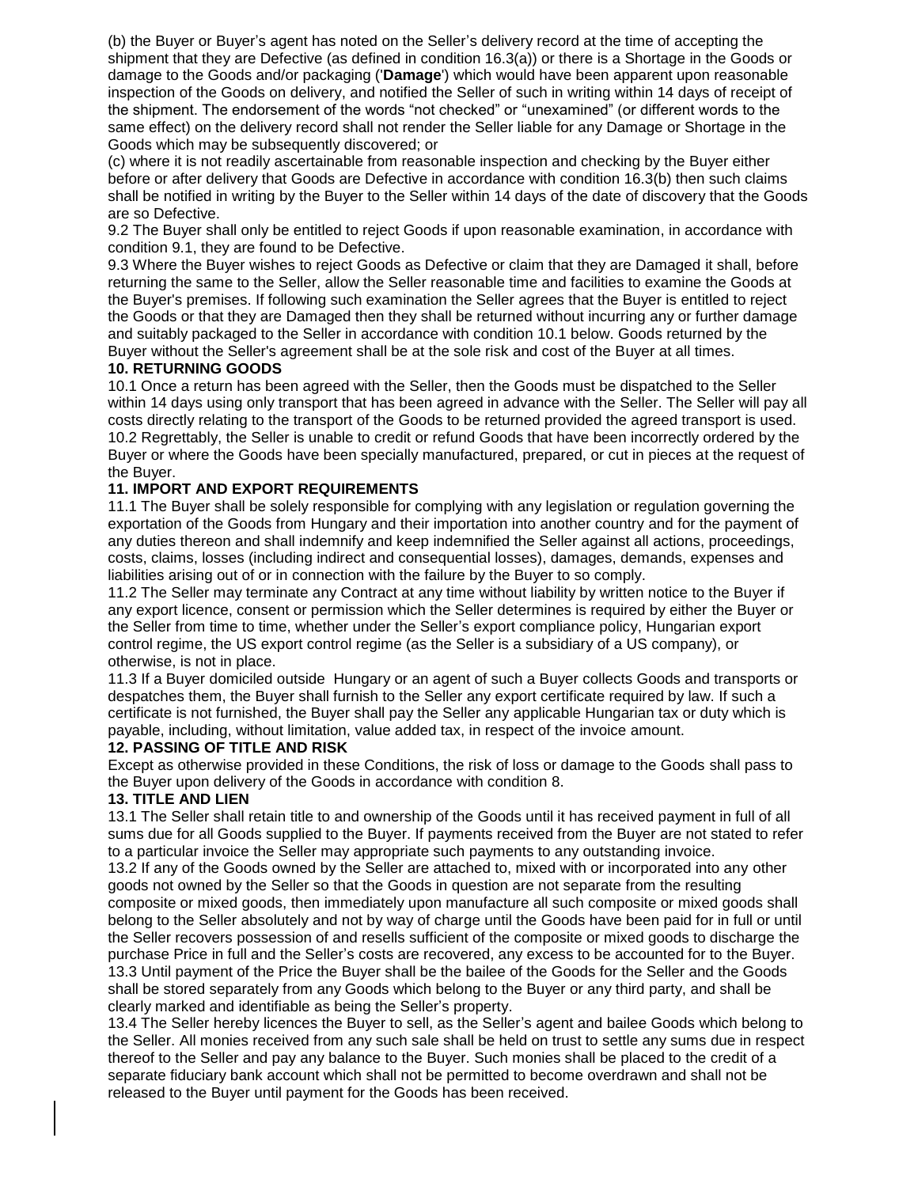(b) the Buyer or Buyer's agent has noted on the Seller's delivery record at the time of accepting the shipment that they are Defective (as defined in condition 16.3(a)) or there is a Shortage in the Goods or damage to the Goods and/or packaging ('**Damage**') which would have been apparent upon reasonable inspection of the Goods on delivery, and notified the Seller of such in writing within 14 days of receipt of the shipment. The endorsement of the words "not checked" or "unexamined" (or different words to the same effect) on the delivery record shall not render the Seller liable for any Damage or Shortage in the Goods which may be subsequently discovered; or

(c) where it is not readily ascertainable from reasonable inspection and checking by the Buyer either before or after delivery that Goods are Defective in accordance with condition 16.3(b) then such claims shall be notified in writing by the Buyer to the Seller within 14 days of the date of discovery that the Goods are so Defective.

9.2 The Buyer shall only be entitled to reject Goods if upon reasonable examination, in accordance with condition 9.1, they are found to be Defective.

9.3 Where the Buyer wishes to reject Goods as Defective or claim that they are Damaged it shall, before returning the same to the Seller, allow the Seller reasonable time and facilities to examine the Goods at the Buyer's premises. If following such examination the Seller agrees that the Buyer is entitled to reject the Goods or that they are Damaged then they shall be returned without incurring any or further damage and suitably packaged to the Seller in accordance with condition 10.1 below. Goods returned by the Buyer without the Seller's agreement shall be at the sole risk and cost of the Buyer at all times.

**10. RETURNING GOODS**

10.1 Once a return has been agreed with the Seller, then the Goods must be dispatched to the Seller within 14 days using only transport that has been agreed in advance with the Seller. The Seller will pay all costs directly relating to the transport of the Goods to be returned provided the agreed transport is used.

10.2 Regrettably, the Seller is unable to credit or refund Goods that have been incorrectly ordered by the Buyer or where the Goods have been specially manufactured, prepared, or cut in pieces at the request of the Buyer.

**11. IMPORT AND EXPORT REQUIREMENTS**

11.1 The Buyer shall be solely responsible for complying with any legislation or regulation governing the exportation of the Goods from Hungary and their importation into another country and for the payment of any duties thereon and shall indemnify and keep indemnified the Seller against all actions, proceedings, costs, claims, losses (including indirect and consequential losses), damages, demands, expenses and liabilities arising out of or in connection with the failure by the Buyer to so comply.

11.2 The Seller may terminate any Contract at any time without liability by written notice to the Buyer if any export licence, consent or permission which the Seller determines is required by either the Buyer or the Seller from time to time, whether under the Seller's export compliance policy, Hungarian export control regime, the US export control regime (as the Seller is a subsidiary of a US company), or otherwise, is not in place.

11.3 If a Buyer domiciled outside Hungary or an agent of such a Buyer collects Goods and transports or despatches them, the Buyer shall furnish to the Seller any export certificate required by law. If such a certificate is not furnished, the Buyer shall pay the Seller any applicable Hungarian tax or duty which is payable, including, without limitation, value added tax, in respect of the invoice amount.

**12. PASSING OF TITLE AND RISK**

Except as otherwise provided in these Conditions, the risk of loss or damage to the Goods shall pass to the Buyer upon delivery of the Goods in accordance with condition 8.

**13. TITLE AND LIEN**

13.1 The Seller shall retain title to and ownership of the Goods until it has received payment in full of all sums due for all Goods supplied to the Buyer. If payments received from the Buyer are not stated to refer to a particular invoice the Seller may appropriate such payments to any outstanding invoice.

13.2 If any of the Goods owned by the Seller are attached to, mixed with or incorporated into any other goods not owned by the Seller so that the Goods in question are not separate from the resulting composite or mixed goods, then immediately upon manufacture all such composite or mixed goods shall belong to the Seller absolutely and not by way of charge until the Goods have been paid for in full or until the Seller recovers possession of and resells sufficient of the composite or mixed goods to discharge the purchase Price in full and the Seller's costs are recovered, any excess to be accounted for to the Buyer.

13.3 Until payment of the Price the Buyer shall be the bailee of the Goods for the Seller and the Goods shall be stored separately from any Goods which belong to the Buyer or any third party, and shall be clearly marked and identifiable as being the Seller's property.

13.4 The Seller hereby licences the Buyer to sell, as the Seller's agent and bailee Goods which belong to the Seller. All monies received from any such sale shall be held on trust to settle any sums due in respect thereof to the Seller and pay any balance to the Buyer. Such monies shall be placed to the credit of a separate fiduciary bank account which shall not be permitted to become overdrawn and shall not be released to the Buyer until payment for the Goods has been received.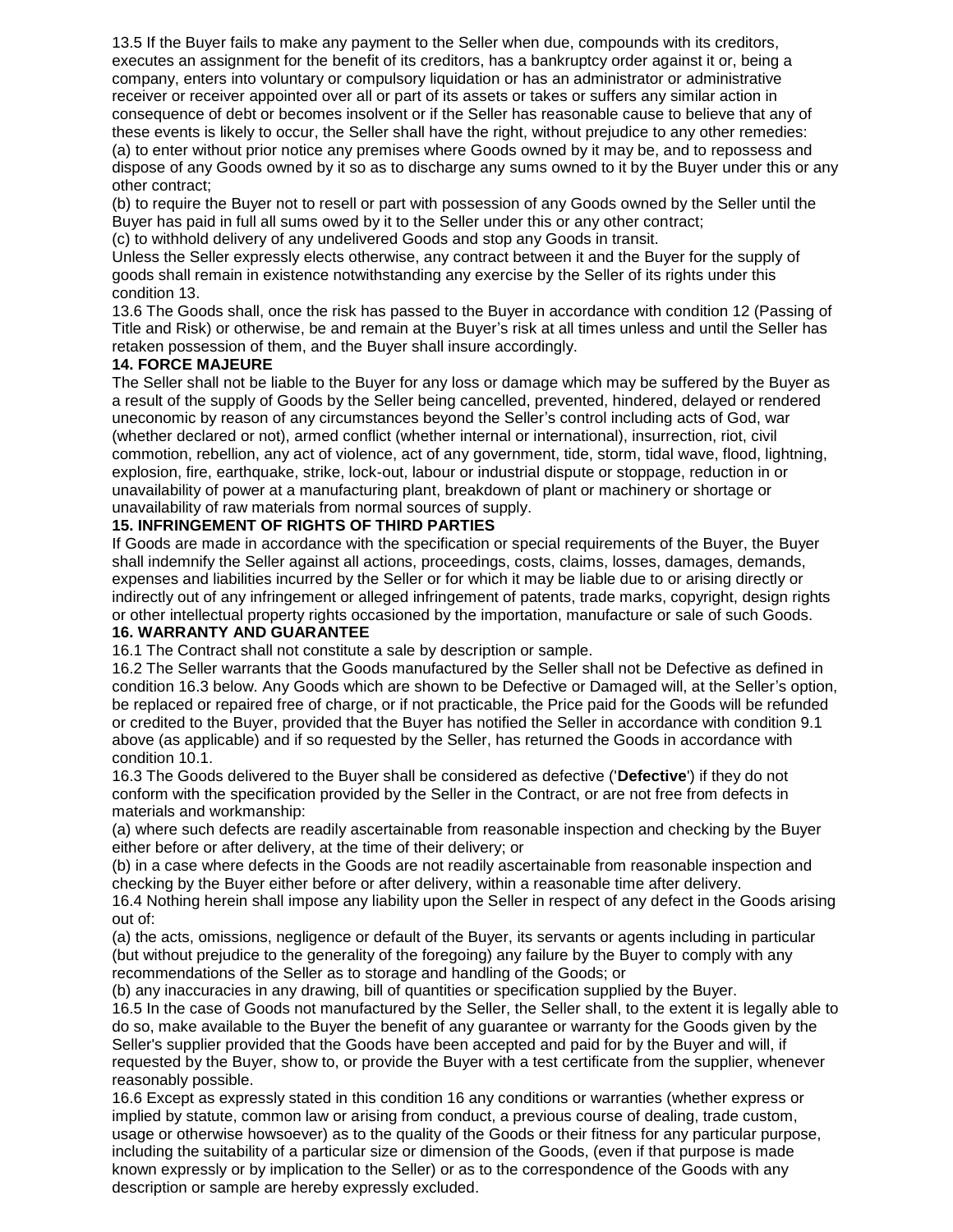13.5 If the Buyer fails to make any payment to the Seller when due, compounds with its creditors, executes an assignment for the benefit of its creditors, has a bankruptcy order against it or, being a company, enters into voluntary or compulsory liquidation or has an administrator or administrative receiver or receiver appointed over all or part of its assets or takes or suffers any similar action in consequence of debt or becomes insolvent or if the Seller has reasonable cause to believe that any of these events is likely to occur, the Seller shall have the right, without prejudice to any other remedies:

(a) to enter without prior notice any premises where Goods owned by it may be, and to repossess and dispose of any Goods owned by it so as to discharge any sums owned to it by the Buyer under this or any other contract;

(b) to require the Buyer not to resell or part with possession of any Goods owned by the Seller until the Buyer has paid in full all sums owed by it to the Seller under this or any other contract;

(c) to withhold delivery of any undelivered Goods and stop any Goods in transit.

Unless the Seller expressly elects otherwise, any contract between it and the Buyer for the supply of goods shall remain in existence notwithstanding any exercise by the Seller of its rights under this condition 13.

13.6 The Goods shall, once the risk has passed to the Buyer in accordance with condition 12 (Passing of Title and Risk) or otherwise, be and remain at the Buyer's risk at all times unless and until the Seller has retaken possession of them, and the Buyer shall insure accordingly.

**14. FORCE MAJEURE**

The Seller shall not be liable to the Buyer for any loss or damage which may be suffered by the Buyer as a result of the supply of Goods by the Seller being cancelled, prevented, hindered, delayed or rendered uneconomic by reason of any circumstances beyond the Seller's control including acts of God, war (whether declared or not), armed conflict (whether internal or international), insurrection, riot, civil commotion, rebellion, any act of violence, act of any government, tide, storm, tidal wave, flood, lightning, explosion, fire, earthquake, strike, lock-out, labour or industrial dispute or stoppage, reduction in or unavailability of power at a manufacturing plant, breakdown of plant or machinery or shortage or unavailability of raw materials from normal sources of supply.

**15. INFRINGEMENT OF RIGHTS OF THIRD PARTIES**

If Goods are made in accordance with the specification or special requirements of the Buyer, the Buyer shall indemnify the Seller against all actions, proceedings, costs, claims, losses, damages, demands, expenses and liabilities incurred by the Seller or for which it may be liable due to or arising directly or indirectly out of any infringement or alleged infringement of patents, trade marks, copyright, design rights or other intellectual property rights occasioned by the importation, manufacture or sale of such Goods.

**16. WARRANTY AND GUARANTEE**

16.1 The Contract shall not constitute a sale by description or sample.

16.2 The Seller warrants that the Goods manufactured by the Seller shall not be Defective as defined in condition 16.3 below. Any Goods which are shown to be Defective or Damaged will, at the Seller's option, be replaced or repaired free of charge, or if not practicable, the Price paid for the Goods will be refunded or credited to the Buyer, provided that the Buyer has notified the Seller in accordance with condition 9.1 above (as applicable) and if so requested by the Seller, has returned the Goods in accordance with condition 10.1.

16.3 The Goods delivered to the Buyer shall be considered as defective ('**Defective**') if they do not conform with the specification provided by the Seller in the Contract, or are not free from defects in materials and workmanship:

(a) where such defects are readily ascertainable from reasonable inspection and checking by the Buyer either before or after delivery, at the time of their delivery; or

(b) in a case where defects in the Goods are not readily ascertainable from reasonable inspection and checking by the Buyer either before or after delivery, within a reasonable time after delivery.

16.4 Nothing herein shall impose any liability upon the Seller in respect of any defect in the Goods arising out of:

(a) the acts, omissions, negligence or default of the Buyer, its servants or agents including in particular (but without prejudice to the generality of the foregoing) any failure by the Buyer to comply with any recommendations of the Seller as to storage and handling of the Goods; or

(b) any inaccuracies in any drawing, bill of quantities or specification supplied by the Buyer.

16.5 In the case of Goods not manufactured by the Seller, the Seller shall, to the extent it is legally able to do so, make available to the Buyer the benefit of any guarantee or warranty for the Goods given by the Seller's supplier provided that the Goods have been accepted and paid for by the Buyer and will, if requested by the Buyer, show to, or provide the Buyer with a test certificate from the supplier, whenever reasonably possible.

16.6 Except as expressly stated in this condition 16 any conditions or warranties (whether express or implied by statute, common law or arising from conduct, a previous course of dealing, trade custom, usage or otherwise howsoever) as to the quality of the Goods or their fitness for any particular purpose, including the suitability of a particular size or dimension of the Goods, (even if that purpose is made known expressly or by implication to the Seller) or as to the correspondence of the Goods with any description or sample are hereby expressly excluded.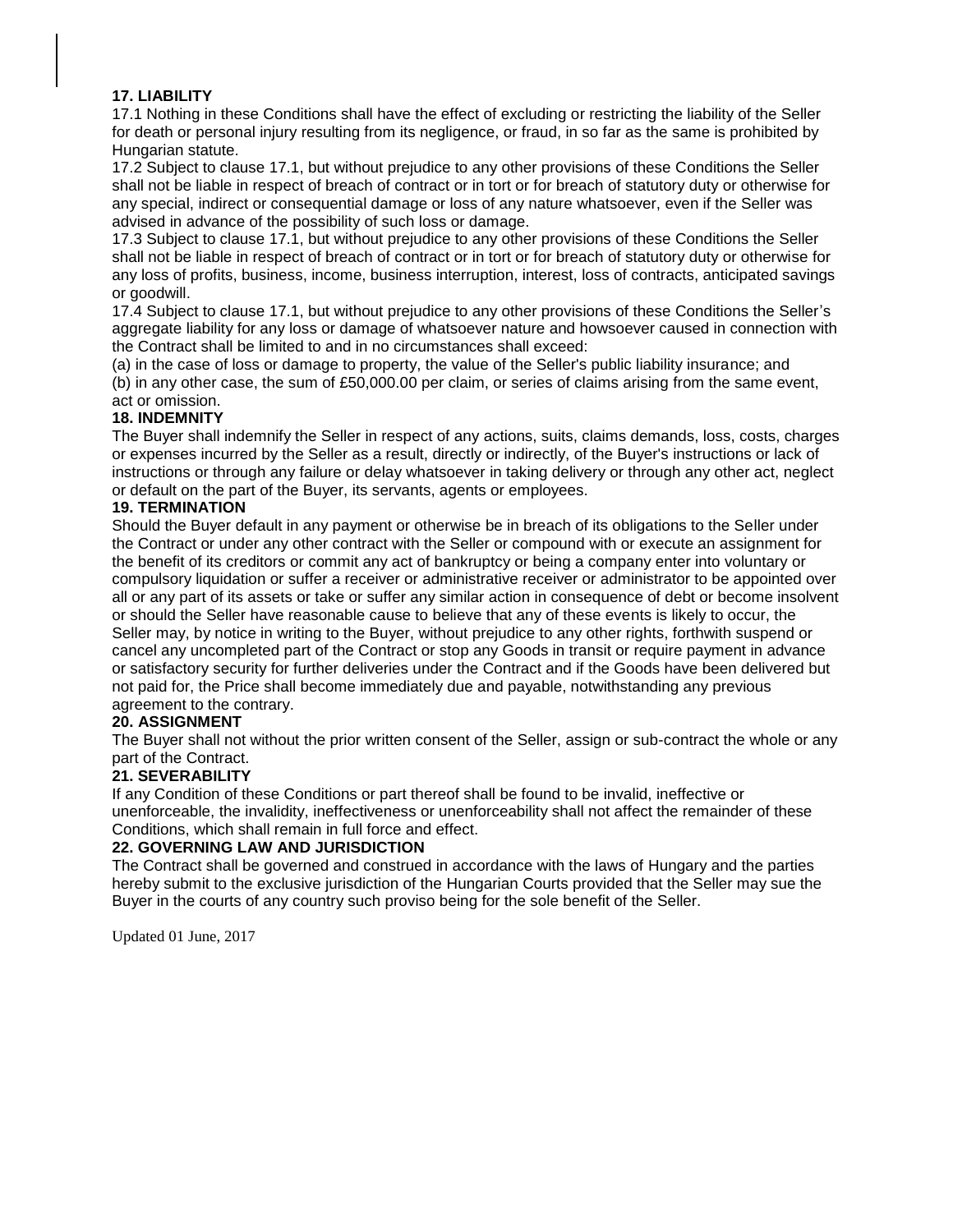**17. LIABILITY**

17.1 Nothing in these Conditions shall have the effect of excluding or restricting the liability of the Seller for death or personal injury resulting from its negligence, or fraud, in so far as the same is prohibited by Hungarian statute.

17.2 Subject to clause 17.1, but without prejudice to any other provisions of these Conditions the Seller shall not be liable in respect of breach of contract or in tort or for breach of statutory duty or otherwise for any special, indirect or consequential damage or loss of any nature whatsoever, even if the Seller was advised in advance of the possibility of such loss or damage.

17.3 Subject to clause 17.1, but without prejudice to any other provisions of these Conditions the Seller shall not be liable in respect of breach of contract or in tort or for breach of statutory duty or otherwise for any loss of profits, business, income, business interruption, interest, loss of contracts, anticipated savings or goodwill.

17.4 Subject to clause 17.1, but without prejudice to any other provisions of these Conditions the Seller's aggregate liability for any loss or damage of whatsoever nature and howsoever caused in connection with the Contract shall be limited to and in no circumstances shall exceed:

(a) in the case of loss or damage to property, the value of the Seller's public liability insurance; and

(b) in any other case, the sum of £50,000.00 per claim, or series of claims arising from the same event, act or omission.

**18. INDEMNITY**

The Buyer shall indemnify the Seller in respect of any actions, suits, claims demands, loss, costs, charges or expenses incurred by the Seller as a result, directly or indirectly, of the Buyer's instructions or lack of instructions or through any failure or delay whatsoever in taking delivery or through any other act, neglect or default on the part of the Buyer, its servants, agents or employees.

**19. TERMINATION**

Should the Buyer default in any payment or otherwise be in breach of its obligations to the Seller under the Contract or under any other contract with the Seller or compound with or execute an assignment for the benefit of its creditors or commit any act of bankruptcy or being a company enter into voluntary or compulsory liquidation or suffer a receiver or administrative receiver or administrator to be appointed over all or any part of its assets or take or suffer any similar action in consequence of debt or become insolvent or should the Seller have reasonable cause to believe that any of these events is likely to occur, the Seller may, by notice in writing to the Buyer, without prejudice to any other rights, forthwith suspend or cancel any uncompleted part of the Contract or stop any Goods in transit or require payment in advance or satisfactory security for further deliveries under the Contract and if the Goods have been delivered but not paid for, the Price shall become immediately due and payable, notwithstanding any previous agreement to the contrary.

**20. ASSIGNMENT**

The Buyer shall not without the prior written consent of the Seller, assign or sub-contract the whole or any part of the Contract.

**21. SEVERABILITY**

If any Condition of these Conditions or part thereof shall be found to be invalid, ineffective or unenforceable, the invalidity, ineffectiveness or unenforceability shall not affect the remainder of these Conditions, which shall remain in full force and effect.

**22. GOVERNING LAW AND JURISDICTION**

The Contract shall be governed and construed in accordance with the laws of Hungary and the parties hereby submit to the exclusive jurisdiction of the Hungarian Courts provided that the Seller may sue the Buyer in the courts of any country such proviso being for the sole benefit of the Seller.

Updated 01 June, 2017